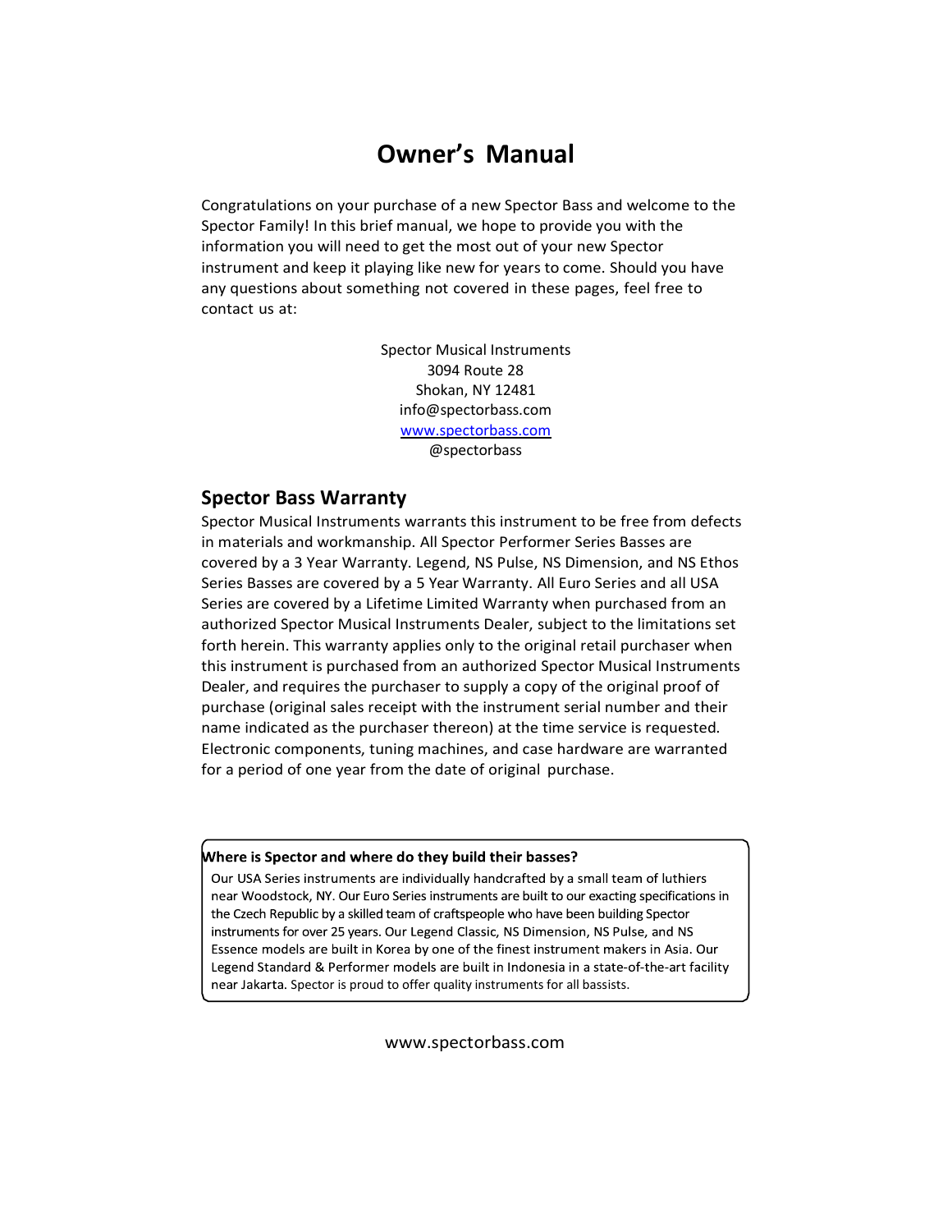# Owner's Manual

Congratulations on your purchase of a new Spector Bass and welcome to the Spector Family! In this brief manual, we hope to provide you with the information you will need to get the most out of your new Spector instrument and keep it playing like new for years to come. Should you have any questions about something not covered in these pages, feel free to contact us at:

Spector Musical Instruments
3094 Route 28
Shokan, NY 12481
info@spectorbass.com
[www.spectorbass.com](http://www.spectorbass.com)
@spectorbass

## Spector Bass Warranty

Spector Musical Instruments warrants this instrument to be free from defects in materials and workmanship. All Spector Performer Series Basses are covered by a 3 Year Warranty. Legend, NS Pulse, NS Dimension, and NS Ethos Series Basses are covered by a 5 Year Warranty. All Euro Series and all USA Series are covered by a Lifetime Limited Warranty when purchased from an authorized Spector Musical Instruments Dealer, subject to the limitations set forth herein. This warranty applies only to the original retail purchaser when this instrument is purchased from an authorized Spector Musical Instruments Dealer, and requires the purchaser to supply a copy of the original proof of purchase (original sales receipt with the instrument serial number and their name indicated as the purchaser thereon) at the time service is requested. Electronic components, tuning machines, and case hardware are warranted for a period of one year from the date of original purchase.

**Where is Spector and where do they build their basses?**

Our USA Series instruments are individually handcrafted by a small team of luthiers near Woodstock, NY. Our Euro Series instruments are built to our exacting specifications in the Czech Republic by a skilled team of craftspeople who have been building Spector instruments for over 25 years. Our Legend Classic, NS Dimension, NS Pulse, and NS Essence models are built in Korea by one of the finest instrument makers in Asia. Our Legend Standard & Performer models are built in Indonesia in a state-of-the-art facility near Jakarta. Spector is proud to offer quality instruments for all bassists.

www.spectorbass.com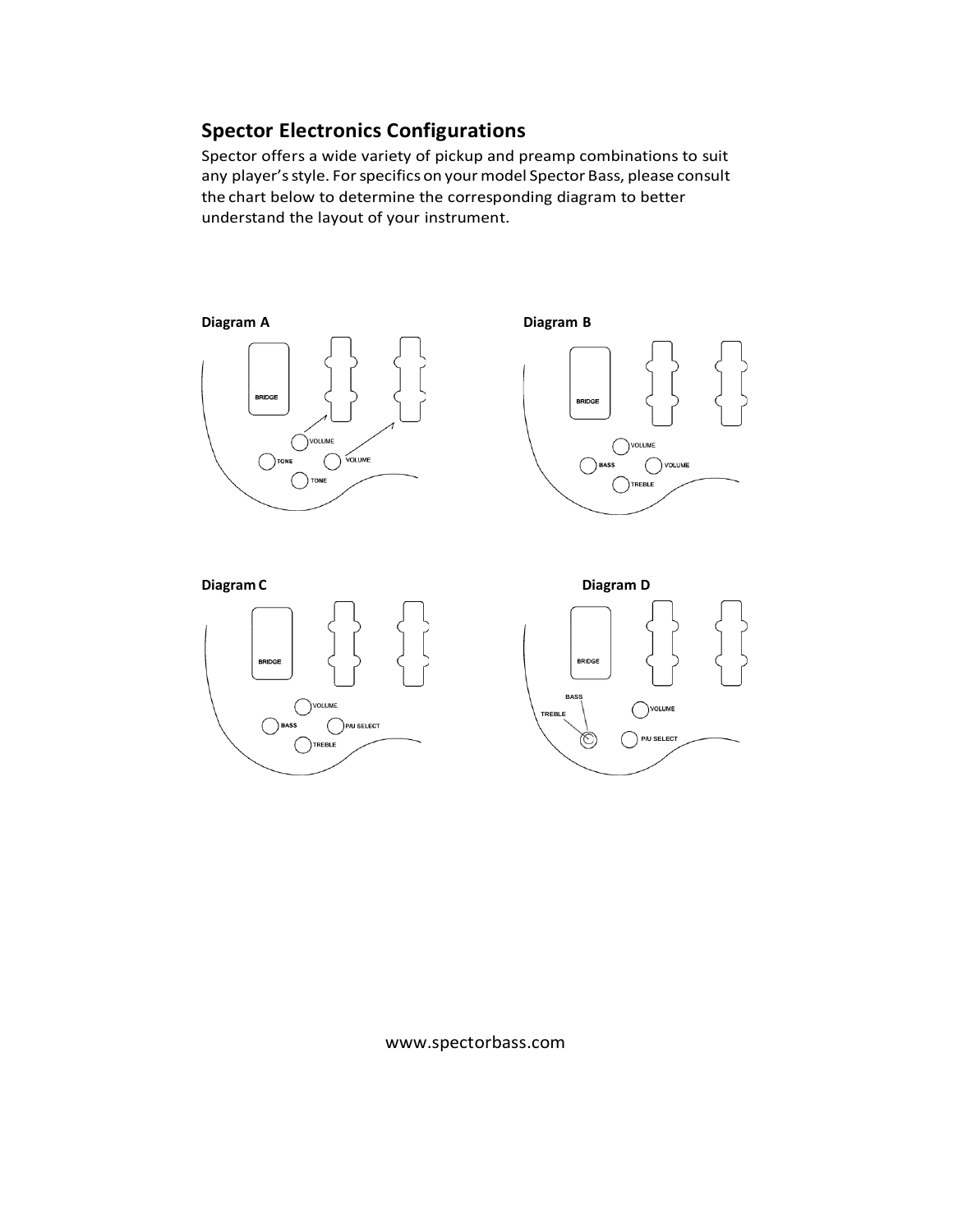## Spector Electronics Configurations

Spector offers a wide variety of pickup and preamp combinations to suit any player's style. For specifics on your model Spector Bass, please consult the chart below to determine the corresponding diagram to better understand the layout of your instrument.

**Diagram A**

BRIDGE

VOLUME

TONE

VOLUME

TONE

**Diagram B**

BRIDGE

VOLUME

BASS

VOLUME

TREBLE

**Diagram C**

BRIDGE

VOLUME

BASS

P/U SELECT

TREBLE

**Diagram D**

BRIDGE

BASS

TREBLE

VOLUME

P/U SELECT

www.spectorbass.com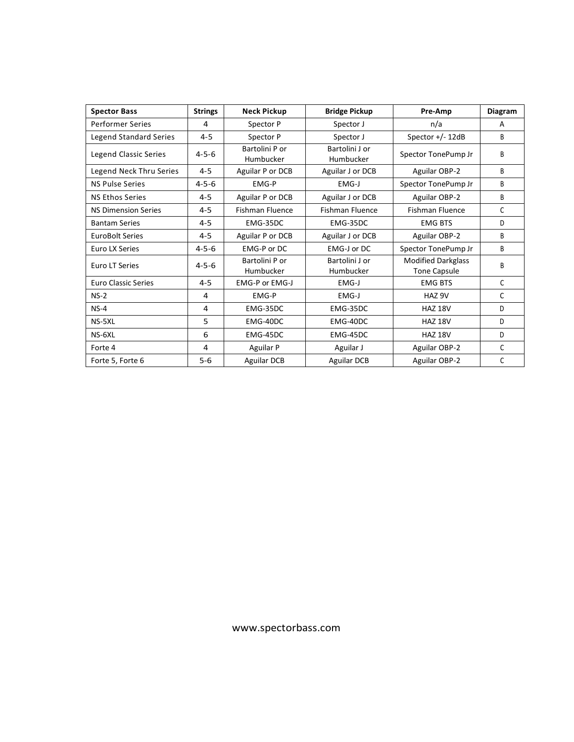| Spector Bass | Strings | Neck Pickup | Bridge Pickup | Pre-Amp | Diagram |
|---|---|---|---|---|---|
| Performer Series | 4 | Spector P | Spector J | n/a | A |
| Legend Standard Series | 4-5 | Spector P | Spector J | Spector +/- 12dB | B |
| Legend Classic Series | 4-5-6 | Bartolini P or Humbucker | Bartolini J or Humbucker | Spector TonePump Jr | B |
| Legend Neck Thru Series | 4-5 | Aguilar P or DCB | Aguilar J or DCB | Aguilar OBP-2 | B |
| NS Pulse Series | 4-5-6 | EMG-P | EMG-J | Spector TonePump Jr | B |
| NS Ethos Series | 4-5 | Aguilar P or DCB | Aguilar J or DCB | Aguilar OBP-2 | B |
| NS Dimension Series | 4-5 | Fishman Fluence | Fishman Fluence | Fishman Fluence | C |
| Bantam Series | 4-5 | EMG-35DC | EMG-35DC | EMG BTS | D |
| EuroBolt Series | 4-5 | Aguilar P or DCB | Aguilar J or DCB | Aguilar OBP-2 | B |
| Euro LX Series | 4-5-6 | EMG-P or DC | EMG-J or DC | Spector TonePump Jr | B |
| Euro LT Series | 4-5-6 | Bartolini P or Humbucker | Bartolini J or Humbucker | Modified Darkglass Tone Capsule | B |
| Euro Classic Series | 4-5 | EMG-P or EMG-J | EMG-J | EMG BTS | C |
| NS-2 | 4 | EMG-P | EMG-J | HAZ 9V | C |
| NS-4 | 4 | EMG-35DC | EMG-35DC | HAZ 18V | D |
| NS-5XL | 5 | EMG-40DC | EMG-40DC | HAZ 18V | D |
| NS-6XL | 6 | EMG-45DC | EMG-45DC | HAZ 18V | D |
| Forte 4 | 4 | Aguilar P | Aguilar J | Aguilar OBP-2 | C |
| Forte 5, Forte 6 | 5-6 | Aguilar DCB | Aguilar DCB | Aguilar OBP-2 | C |

www.spectorbass.com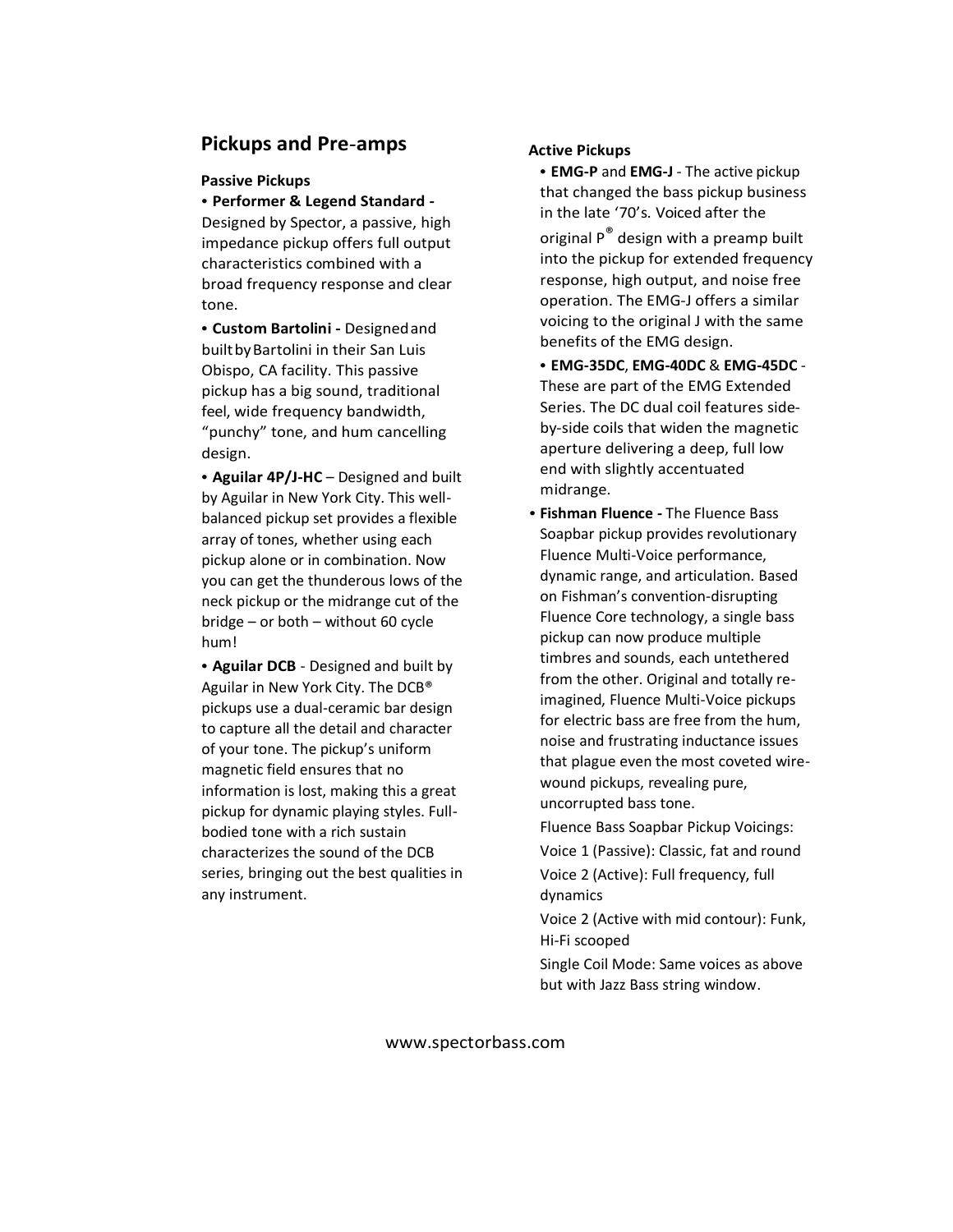## Pickups and Pre-amps

### Passive Pickups

- **Performer & Legend Standard -** Designed by Spector, a passive, high impedance pickup offers full output characteristics combined with a broad frequency response and clear tone.
- **Custom Bartolini -** Designed and built by Bartolini in their San Luis Obispo, CA facility. This passive pickup has a big sound, traditional feel, wide frequency bandwidth, "punchy" tone, and hum cancelling design.
- **Aguilar 4P/J-HC** – Designed and built by Aguilar in New York City. This well-balanced pickup set provides a flexible array of tones, whether using each pickup alone or in combination. Now you can get the thunderous lows of the neck pickup or the midrange cut of the bridge – or both – without 60 cycle hum!
- **Aguilar DCB** - Designed and built by Aguilar in New York City. The DCB® pickups use a dual-ceramic bar design to capture all the detail and character of your tone. The pickup's uniform magnetic field ensures that no information is lost, making this a great pickup for dynamic playing styles. Full-bodied tone with a rich sustain characterizes the sound of the DCB series, bringing out the best qualities in any instrument.

### Active Pickups

- **EMG-P** and **EMG-J** - The active pickup that changed the bass pickup business in the late '70's. Voiced after the original P® design with a preamp built into the pickup for extended frequency response, high output, and noise free operation. The EMG-J offers a similar voicing to the original J with the same benefits of the EMG design.
- **EMG-35DC**, **EMG-40DC** & **EMG-45DC** - These are part of the EMG Extended Series. The DC dual coil features side-by-side coils that widen the magnetic aperture delivering a deep, full low end with slightly accentuated midrange.
- **Fishman Fluence -** The Fluence Bass Soapbar pickup provides revolutionary Fluence Multi-Voice performance, dynamic range, and articulation. Based on Fishman's convention-disrupting Fluence Core technology, a single bass pickup can now produce multiple timbres and sounds, each untethered from the other. Original and totally re-imagined, Fluence Multi-Voice pickups for electric bass are free from the hum, noise and frustrating inductance issues that plague even the most coveted wire-wound pickups, revealing pure, uncorrupted bass tone.

  Fluence Bass Soapbar Pickup Voicings:

  Voice 1 (Passive): Classic, fat and round

  Voice 2 (Active): Full frequency, full dynamics

  Voice 2 (Active with mid contour): Funk, Hi-Fi scooped

  Single Coil Mode: Same voices as above but with Jazz Bass string window.

www.spectorbass.com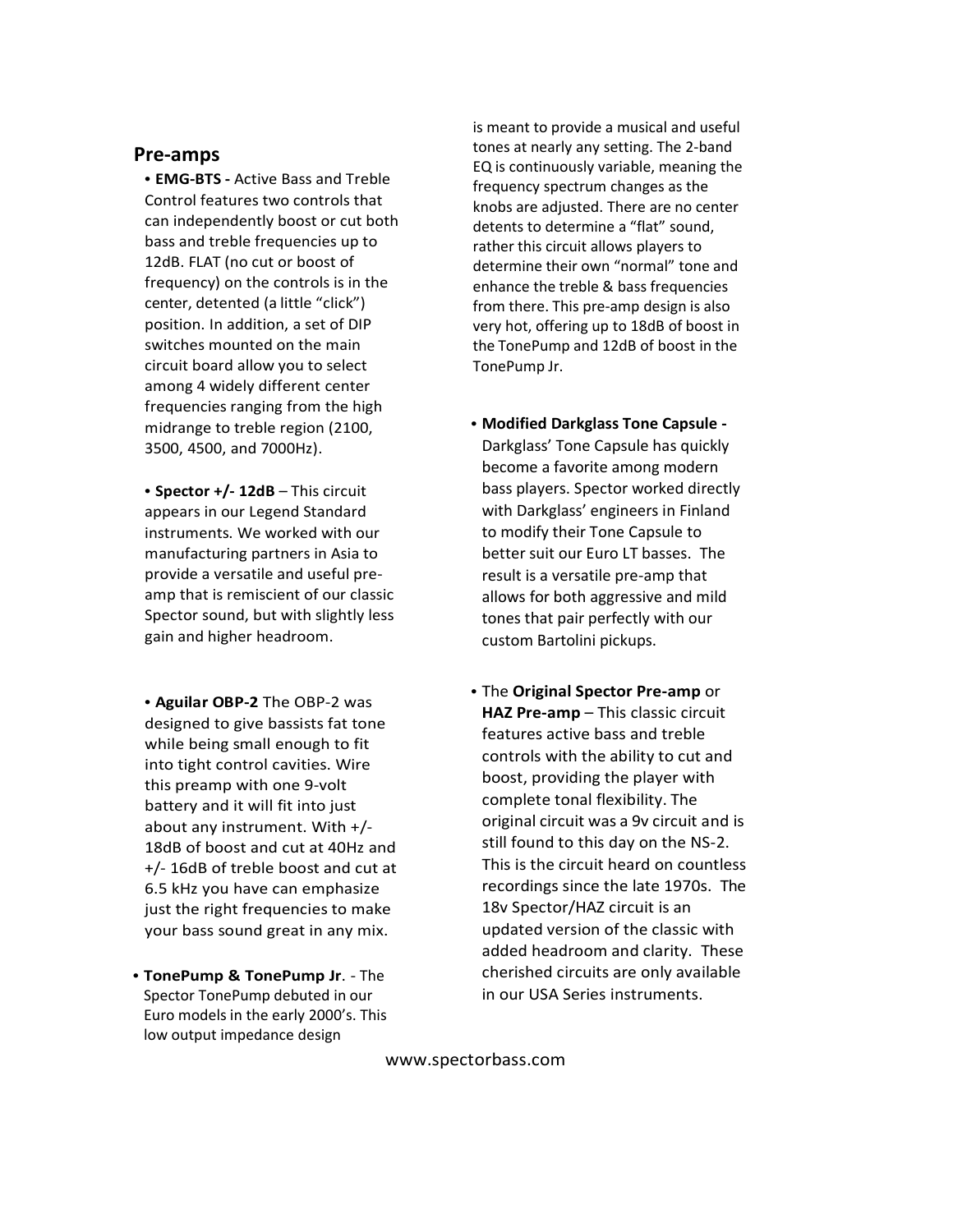## Pre-amps

- **EMG-BTS -** Active Bass and Treble Control features two controls that can independently boost or cut both bass and treble frequencies up to 12dB. FLAT (no cut or boost of frequency) on the controls is in the center, detented (a little "click") position. In addition, a set of DIP switches mounted on the main circuit board allow you to select among 4 widely different center frequencies ranging from the high midrange to treble region (2100, 3500, 4500, and 7000Hz).

- **Spector +/- 12dB** – This circuit appears in our Legend Standard instruments. We worked with our manufacturing partners in Asia to provide a versatile and useful pre-amp that is remiscient of our classic Spector sound, but with slightly less gain and higher headroom.

- **Aguilar OBP-2** The OBP-2 was designed to give bassists fat tone while being small enough to fit into tight control cavities. Wire this preamp with one 9-volt battery and it will fit into just about any instrument. With +/- 18dB of boost and cut at 40Hz and +/- 16dB of treble boost and cut at 6.5 kHz you have can emphasize just the right frequencies to make your bass sound great in any mix.

- **TonePump & TonePump Jr**. - The Spector TonePump debuted in our Euro models in the early 2000's. This low output impedance design is meant to provide a musical and useful tones at nearly any setting. The 2-band EQ is continuously variable, meaning the frequency spectrum changes as the knobs are adjusted. There are no center detents to determine a "flat" sound, rather this circuit allows players to determine their own "normal" tone and enhance the treble & bass frequencies from there. This pre-amp design is also very hot, offering up to 18dB of boost in the TonePump and 12dB of boost in the TonePump Jr.

- **Modified Darkglass Tone Capsule -** Darkglass' Tone Capsule has quickly become a favorite among modern bass players. Spector worked directly with Darkglass' engineers in Finland to modify their Tone Capsule to better suit our Euro LT basses. The result is a versatile pre-amp that allows for both aggressive and mild tones that pair perfectly with our custom Bartolini pickups.

- The **Original Spector Pre-amp** or **HAZ Pre-amp** – This classic circuit features active bass and treble controls with the ability to cut and boost, providing the player with complete tonal flexibility. The original circuit was a 9v circuit and is still found to this day on the NS-2. This is the circuit heard on countless recordings since the late 1970s. The 18v Spector/HAZ circuit is an updated version of the classic with added headroom and clarity. These cherished circuits are only available in our USA Series instruments.

www.spectorbass.com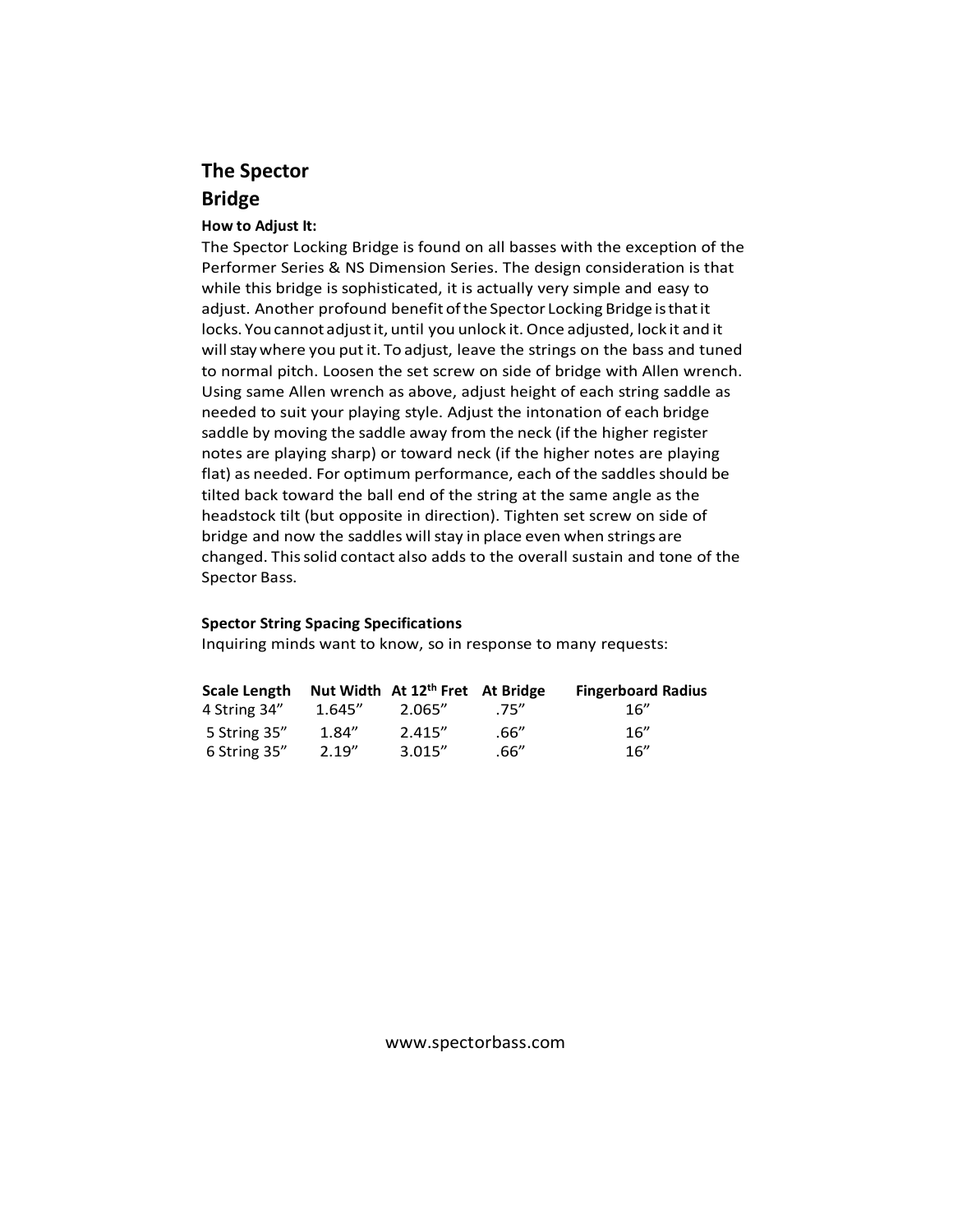# The Spector Bridge

**How to Adjust It:**

The Spector Locking Bridge is found on all basses with the exception of the Performer Series & NS Dimension Series. The design consideration is that while this bridge is sophisticated, it is actually very simple and easy to adjust. Another profound benefit of the Spector Locking Bridge is that it locks. You cannot adjust it, until you unlock it. Once adjusted, lock it and it will stay where you put it. To adjust, leave the strings on the bass and tuned to normal pitch. Loosen the set screw on side of bridge with Allen wrench. Using same Allen wrench as above, adjust height of each string saddle as needed to suit your playing style. Adjust the intonation of each bridge saddle by moving the saddle away from the neck (if the higher register notes are playing sharp) or toward neck (if the higher notes are playing flat) as needed. For optimum performance, each of the saddles should be tilted back toward the ball end of the string at the same angle as the headstock tilt (but opposite in direction). Tighten set screw on side of bridge and now the saddles will stay in place even when strings are changed. This solid contact also adds to the overall sustain and tone of the Spector Bass.

**Spector String Spacing Specifications**

Inquiring minds want to know, so in response to many requests:

| Scale Length | Nut Width | At 12th Fret | At Bridge | Fingerboard Radius |
|---|---|---|---|---|
| 4 String 34" | 1.645" | 2.065" | .75" | 16" |
| 5 String 35" | 1.84" | 2.415" | .66" | 16" |
| 6 String 35" | 2.19" | 3.015" | .66" | 16" |

www.spectorbass.com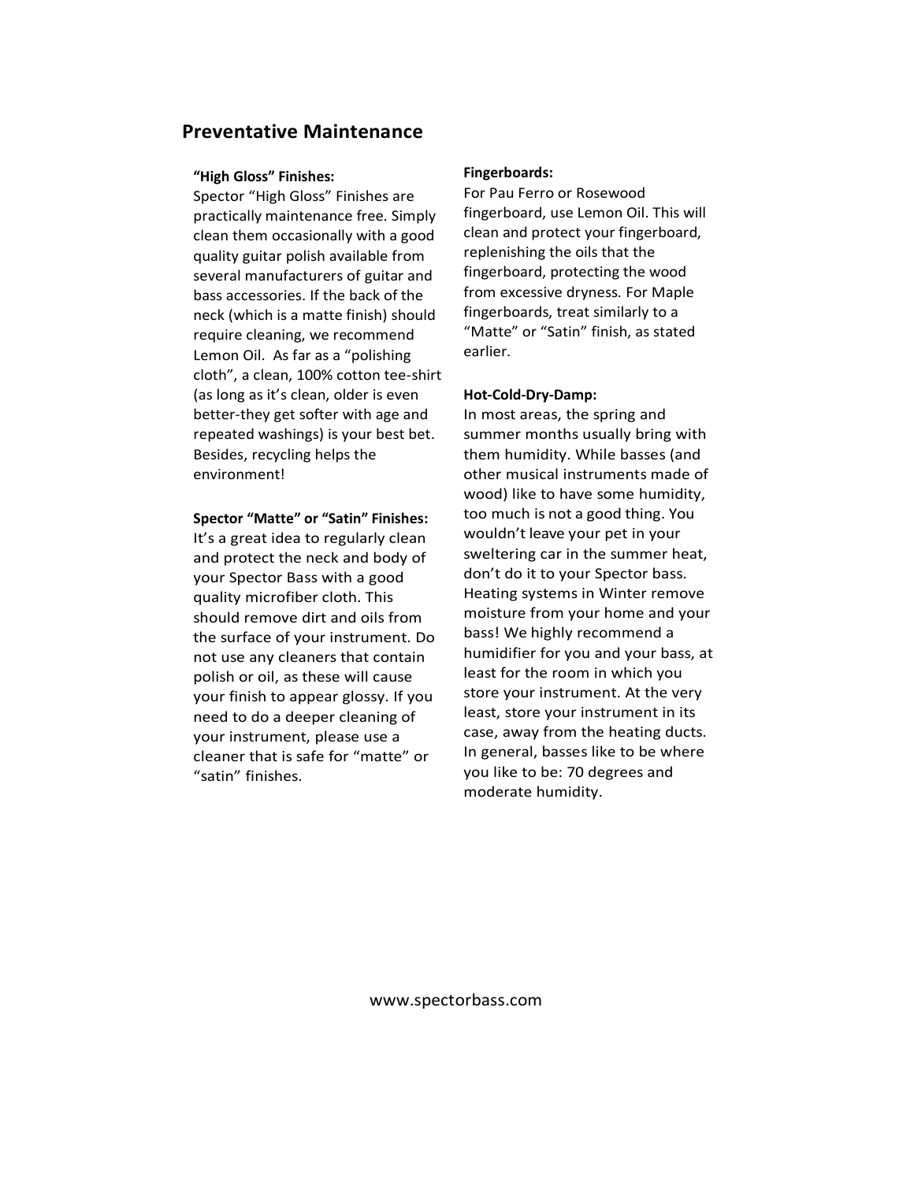## Preventative Maintenance

**"High Gloss" Finishes:**
Spector "High Gloss" Finishes are practically maintenance free. Simply clean them occasionally with a good quality guitar polish available from several manufacturers of guitar and bass accessories. If the back of the neck (which is a matte finish) should require cleaning, we recommend Lemon Oil. As far as a "polishing cloth", a clean, 100% cotton tee-shirt (as long as it's clean, older is even better-they get softer with age and repeated washings) is your best bet. Besides, recycling helps the environment!

**Spector "Matte" or "Satin" Finishes:**
It's a great idea to regularly clean and protect the neck and body of your Spector Bass with a good quality microfiber cloth. This should remove dirt and oils from the surface of your instrument. Do not use any cleaners that contain polish or oil, as these will cause your finish to appear glossy. If you need to do a deeper cleaning of your instrument, please use a cleaner that is safe for "matte" or "satin" finishes.

**Fingerboards:**
For Pau Ferro or Rosewood fingerboard, use Lemon Oil. This will clean and protect your fingerboard, replenishing the oils that the fingerboard, protecting the wood from excessive dryness. For Maple fingerboards, treat similarly to a "Matte" or "Satin" finish, as stated earlier.

**Hot-Cold-Dry-Damp:**
In most areas, the spring and summer months usually bring with them humidity. While basses (and other musical instruments made of wood) like to have some humidity, too much is not a good thing. You wouldn't leave your pet in your sweltering car in the summer heat, don't do it to your Spector bass. Heating systems in Winter remove moisture from your home and your bass! We highly recommend a humidifier for you and your bass, at least for the room in which you store your instrument. At the very least, store your instrument in its case, away from the heating ducts. In general, basses like to be where you like to be: 70 degrees and moderate humidity.

www.spectorbass.com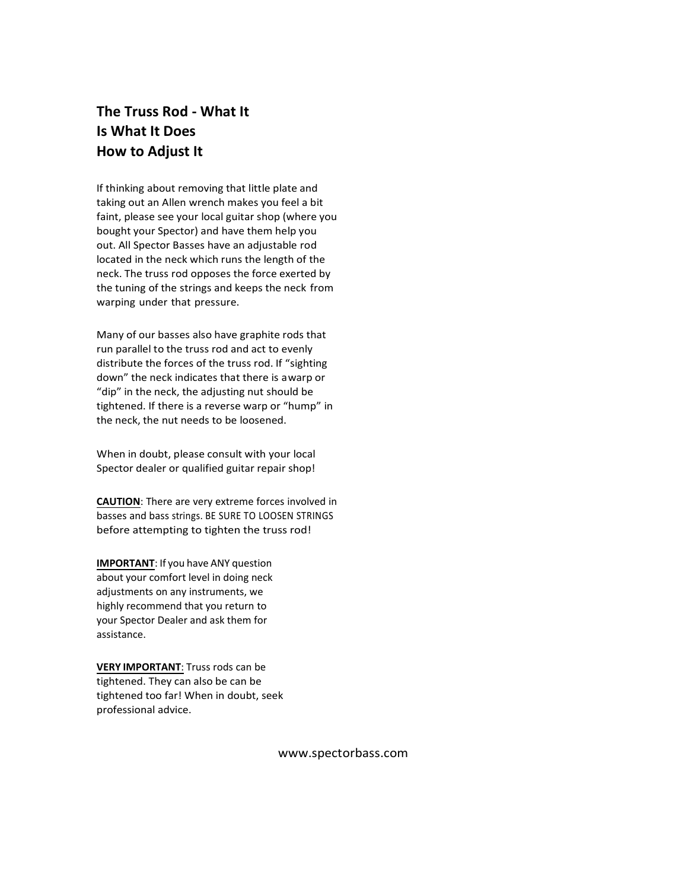## The Truss Rod - What It Is What It Does How to Adjust It

If thinking about removing that little plate and taking out an Allen wrench makes you feel a bit faint, please see your local guitar shop (where you bought your Spector) and have them help you out. All Spector Basses have an adjustable rod located in the neck which runs the length of the neck. The truss rod opposes the force exerted by the tuning of the strings and keeps the neck from warping under that pressure.

Many of our basses also have graphite rods that run parallel to the truss rod and act to evenly distribute the forces of the truss rod. If “sighting down” the neck indicates that there is a warp or “dip” in the neck, the adjusting nut should be tightened. If there is a reverse warp or “hump” in the neck, the nut needs to be loosened.

When in doubt, please consult with your local Spector dealer or qualified guitar repair shop!

**CAUTION**: There are very extreme forces involved in basses and bass strings. BE SURE TO LOOSEN STRINGS before attempting to tighten the truss rod!

**IMPORTANT**: If you have ANY question about your comfort level in doing neck adjustments on any instruments, we highly recommend that you return to your Spector Dealer and ask them for assistance.

**VERY IMPORTANT**: Truss rods can be tightened. They can also be can be tightened too far! When in doubt, seek professional advice.

www.spectorbass.com